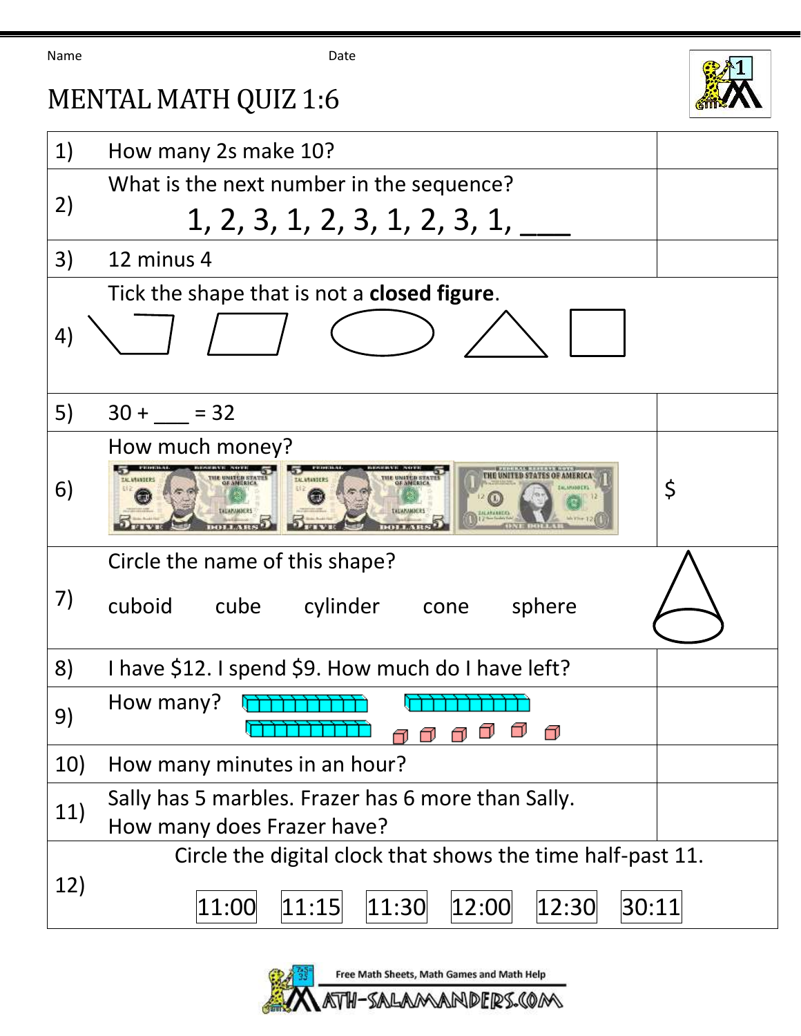Name Date

# MENTAL MATH QUIZ 1:6

| | | |
|---|---|---|
| 1) | How many 2s make 10? | |
| 2) | What is the next number in the sequence? 1, 2, 3, 1, 2, 3, 1, 2, 3, 1, ___ | |
| 3) | 12 minus 4 | |
| 4) | Tick the shape that is not a **closed figure**. | |
| 5) | 30 + ___ = 32 | |
| 6) | How much money? | $ |
| 7) | Circle the name of this shape? cuboid cube cylinder cone sphere | |
| 8) | I have $12. I spend $9. How much do I have left? | |
| 9) | How many? | |
| 10) | How many minutes in an hour? | |
| 11) | Sally has 5 marbles. Frazer has 6 more than Sally. How many does Frazer have? | |
| 12) | Circle the digital clock that shows the time half-past 11. 11:00 11:15 11:30 12:00 12:30 30:11 | |

Free Math Sheets, Math Games and Math Help
MATH-SALAMANDERS.COM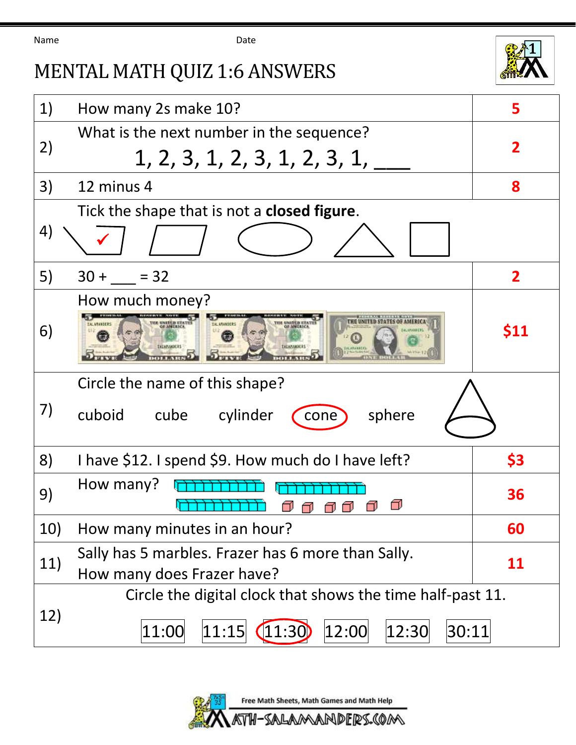Name Date

# MENTAL MATH QUIZ 1:6 ANSWERS

| | | |
|---|---|---|
| 1) | How many 2s make 10? | 5 |
| 2) | What is the next number in the sequence? 1, 2, 3, 1, 2, 3, 1, 2, 3, 1, ___ | 2 |
| 3) | 12 minus 4 | 8 |
| 4) | Tick the shape that is not a **closed figure**. ✓ | |
| 5) | 30 + ___ = 32 | 2 |
| 6) | How much money? | $11 |
| 7) | Circle the name of this shape? cuboid cube cylinder (cone) sphere | |
| 8) | I have $12. I spend $9. How much do I have left? | $3 |
| 9) | How many? | 36 |
| 10) | How many minutes in an hour? | 60 |
| 11) | Sally has 5 marbles. Frazer has 6 more than Sally. How many does Frazer have? | 11 |
| 12) | Circle the digital clock that shows the time half-past 11. 11:00 11:15 (11:30) 12:00 12:30 30:11 | |

Free Math Sheets, Math Games and Math Help

MATH-SALAMANDERS.COM